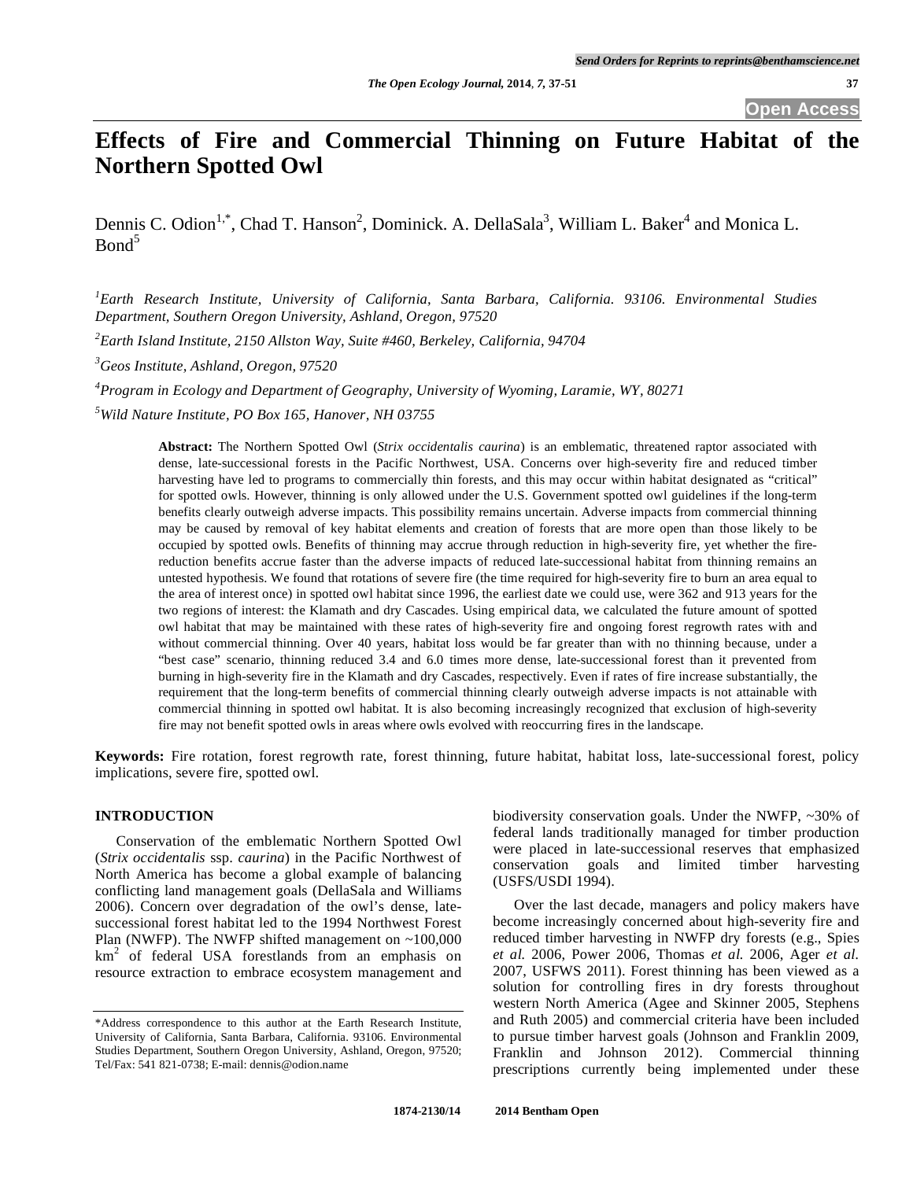# Effects of Fire and Commercial Thinning on Future Habitat of the Northern Spotted Owl

Dennis C. Odion[1,*], Chad T. Hanson[2], Dominick. A. DellaSala[3], William L. Baker[4] and Monica L. Bond[5]

[1]*Earth Research Institute, University of California, Santa Barbara, California. 93106. Environmental Studies Department, Southern Oregon University, Ashland, Oregon, 97520*

[2]*Earth Island Institute, 2150 Allston Way, Suite #460, Berkeley, California, 94704*

[3]*Geos Institute, Ashland, Oregon, 97520*

[4]*Program in Ecology and Department of Geography, University of Wyoming, Laramie, WY, 80271*

[5]*Wild Nature Institute, PO Box 165, Hanover, NH 03755*

**Abstract:** The Northern Spotted Owl (*Strix occidentalis caurina*) is an emblematic, threatened raptor associated with dense, late-successional forests in the Pacific Northwest, USA. Concerns over high-severity fire and reduced timber harvesting have led to programs to commercially thin forests, and this may occur within habitat designated as "critical" for spotted owls. However, thinning is only allowed under the U.S. Government spotted owl guidelines if the long-term benefits clearly outweigh adverse impacts. This possibility remains uncertain. Adverse impacts from commercial thinning may be caused by removal of key habitat elements and creation of forests that are more open than those likely to be occupied by spotted owls. Benefits of thinning may accrue through reduction in high-severity fire, yet whether the fire-reduction benefits accrue faster than the adverse impacts of reduced late-successional habitat from thinning remains an untested hypothesis. We found that rotations of severe fire (the time required for high-severity fire to burn an area equal to the area of interest once) in spotted owl habitat since 1996, the earliest date we could use, were 362 and 913 years for the two regions of interest: the Klamath and dry Cascades. Using empirical data, we calculated the future amount of spotted owl habitat that may be maintained with these rates of high-severity fire and ongoing forest regrowth rates with and without commercial thinning. Over 40 years, habitat loss would be far greater than with no thinning because, under a "best case" scenario, thinning reduced 3.4 and 6.0 times more dense, late-successional forest than it prevented from burning in high-severity fire in the Klamath and dry Cascades, respectively. Even if rates of fire increase substantially, the requirement that the long-term benefits of commercial thinning clearly outweigh adverse impacts is not attainable with commercial thinning in spotted owl habitat. It is also becoming increasingly recognized that exclusion of high-severity fire may not benefit spotted owls in areas where owls evolved with reoccurring fires in the landscape.

**Keywords:** Fire rotation, forest regrowth rate, forest thinning, future habitat, habitat loss, late-successional forest, policy implications, severe fire, spotted owl.

## INTRODUCTION

Conservation of the emblematic Northern Spotted Owl (*Strix occidentalis* ssp. *caurina*) in the Pacific Northwest of North America has become a global example of balancing conflicting land management goals (DellaSala and Williams 2006). Concern over degradation of the owl's dense, late-successional forest habitat led to the 1994 Northwest Forest Plan (NWFP). The NWFP shifted management on ~100,000 km$^2$ of federal USA forestlands from an emphasis on resource extraction to embrace ecosystem management and biodiversity conservation goals. Under the NWFP, ~30% of federal lands traditionally managed for timber production were placed in late-successional reserves that emphasized conservation goals and limited timber harvesting (USFS/USDI 1994).

Over the last decade, managers and policy makers have become increasingly concerned about high-severity fire and reduced timber harvesting in NWFP dry forests (e.g., Spies *et al.* 2006, Power 2006, Thomas *et al.* 2006, Ager *et al.* 2007, USFWS 2011). Forest thinning has been viewed as a solution for controlling fires in dry forests throughout western North America (Agee and Skinner 2005, Stephens and Ruth 2005) and commercial criteria have been included to pursue timber harvest goals (Johnson and Franklin 2009, Franklin and Johnson 2012). Commercial thinning prescriptions currently being implemented under these

*Address correspondence to this author at the Earth Research Institute, University of California, Santa Barbara, California. 93106. Environmental Studies Department, Southern Oregon University, Ashland, Oregon, 97520; Tel/Fax: 541 821-0738; E-mail: dennis@odion.name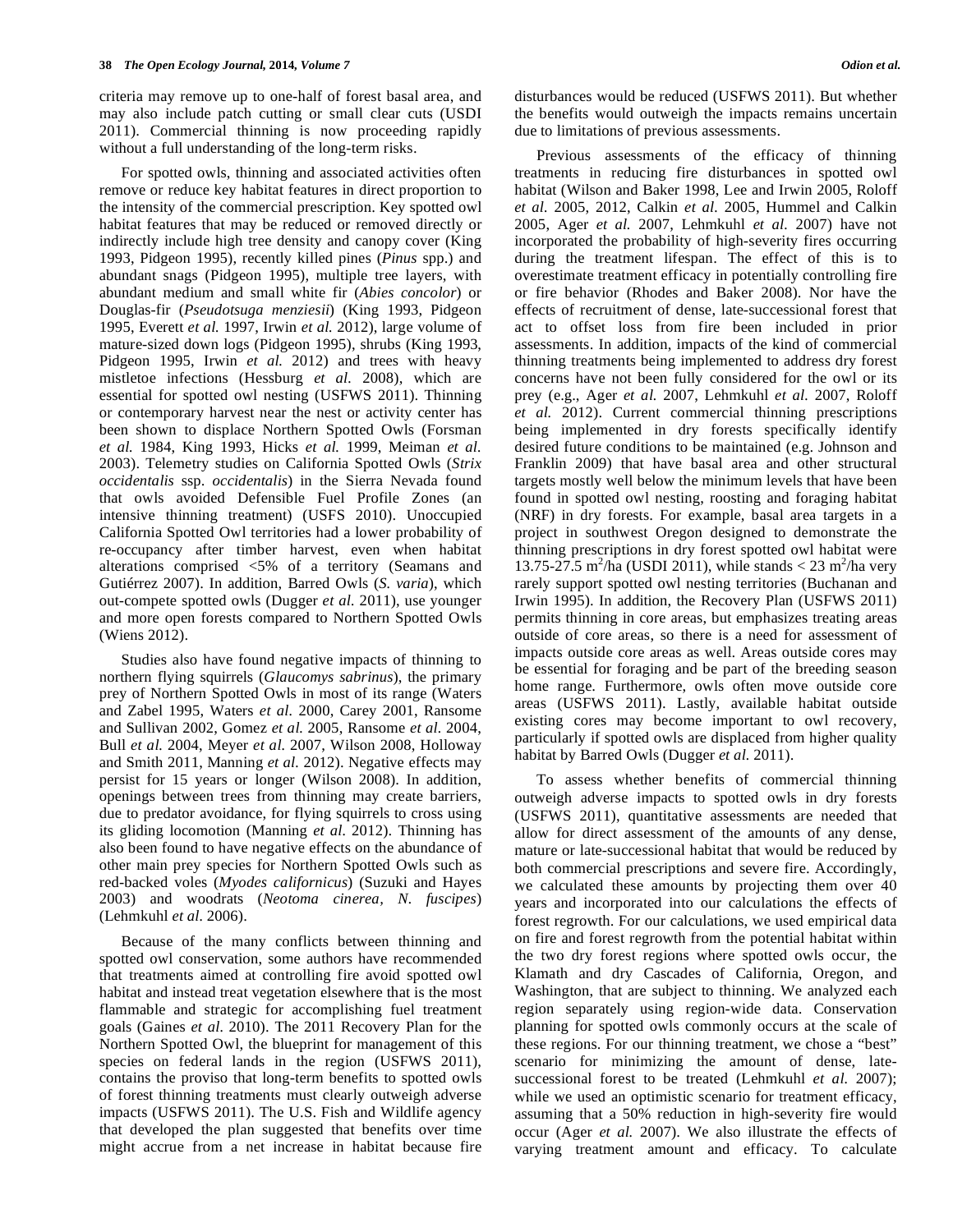criteria may remove up to one-half of forest basal area, and may also include patch cutting or small clear cuts (USDI 2011). Commercial thinning is now proceeding rapidly without a full understanding of the long-term risks.

For spotted owls, thinning and associated activities often remove or reduce key habitat features in direct proportion to the intensity of the commercial prescription. Key spotted owl habitat features that may be reduced or removed directly or indirectly include high tree density and canopy cover (King 1993, Pidgeon 1995), recently killed pines (*Pinus* spp.) and abundant snags (Pidgeon 1995), multiple tree layers, with abundant medium and small white fir (*Abies concolor*) or Douglas-fir (*Pseudotsuga menziesii*) (King 1993, Pidgeon 1995, Everett *et al.* 1997, Irwin *et al.* 2012), large volume of mature-sized down logs (Pidgeon 1995), shrubs (King 1993, Pidgeon 1995, Irwin *et al.* 2012) and trees with heavy mistletoe infections (Hessburg *et al.* 2008), which are essential for spotted owl nesting (USFWS 2011). Thinning or contemporary harvest near the nest or activity center has been shown to displace Northern Spotted Owls (Forsman *et al.* 1984, King 1993, Hicks *et al.* 1999, Meiman *et al.* 2003). Telemetry studies on California Spotted Owls (*Strix occidentalis* ssp. *occidentalis*) in the Sierra Nevada found that owls avoided Defensible Fuel Profile Zones (an intensive thinning treatment) (USFS 2010). Unoccupied California Spotted Owl territories had a lower probability of re-occupancy after timber harvest, even when habitat alterations comprised <5% of a territory (Seamans and Gutiérrez 2007). In addition, Barred Owls (*S. varia*), which out-compete spotted owls (Dugger *et al.* 2011), use younger and more open forests compared to Northern Spotted Owls (Wiens 2012).

Studies also have found negative impacts of thinning to northern flying squirrels (*Glaucomys sabrinus*), the primary prey of Northern Spotted Owls in most of its range (Waters and Zabel 1995, Waters *et al.* 2000, Carey 2001, Ransome and Sullivan 2002, Gomez *et al.* 2005, Ransome *et al.* 2004, Bull *et al.* 2004, Meyer *et al.* 2007, Wilson 2008, Holloway and Smith 2011, Manning *et al.* 2012). Negative effects may persist for 15 years or longer (Wilson 2008). In addition, openings between trees from thinning may create barriers, due to predator avoidance, for flying squirrels to cross using its gliding locomotion (Manning *et al.* 2012). Thinning has also been found to have negative effects on the abundance of other main prey species for Northern Spotted Owls such as red-backed voles (*Myodes californicus*) (Suzuki and Hayes 2003) and woodrats (*Neotoma cinerea*, *N. fuscipes*) (Lehmkuhl *et al.* 2006).

Because of the many conflicts between thinning and spotted owl conservation, some authors have recommended that treatments aimed at controlling fire avoid spotted owl habitat and instead treat vegetation elsewhere that is the most flammable and strategic for accomplishing fuel treatment goals (Gaines *et al.* 2010). The 2011 Recovery Plan for the Northern Spotted Owl, the blueprint for management of this species on federal lands in the region (USFWS 2011), contains the proviso that long-term benefits to spotted owls of forest thinning treatments must clearly outweigh adverse impacts (USFWS 2011). The U.S. Fish and Wildlife agency that developed the plan suggested that benefits over time might accrue from a net increase in habitat because fire disturbances would be reduced (USFWS 2011). But whether the benefits would outweigh the impacts remains uncertain due to limitations of previous assessments.

Previous assessments of the efficacy of thinning treatments in reducing fire disturbances in spotted owl habitat (Wilson and Baker 1998, Lee and Irwin 2005, Roloff *et al.* 2005, 2012, Calkin *et al.* 2005, Hummel and Calkin 2005, Ager *et al.* 2007, Lehmkuhl *et al.* 2007) have not incorporated the probability of high-severity fires occurring during the treatment lifespan. The effect of this is to overestimate treatment efficacy in potentially controlling fire or fire behavior (Rhodes and Baker 2008). Nor have the effects of recruitment of dense, late-successional forest that act to offset loss from fire been included in prior assessments. In addition, impacts of the kind of commercial thinning treatments being implemented to address dry forest concerns have not been fully considered for the owl or its prey (e.g., Ager *et al.* 2007, Lehmkuhl *et al.* 2007, Roloff *et al.* 2012). Current commercial thinning prescriptions being implemented in dry forests specifically identify desired future conditions to be maintained (e.g. Johnson and Franklin 2009) that have basal area and other structural targets mostly well below the minimum levels that have been found in spotted owl nesting, roosting and foraging habitat (NRF) in dry forests. For example, basal area targets in a project in southwest Oregon designed to demonstrate the thinning prescriptions in dry forest spotted owl habitat were 13.75-27.5 $m^2$/ha (USDI 2011), while stands < 23 $m^2$/ha very rarely support spotted owl nesting territories (Buchanan and Irwin 1995). In addition, the Recovery Plan (USFWS 2011) permits thinning in core areas, but emphasizes treating areas outside of core areas, so there is a need for assessment of impacts outside core areas as well. Areas outside cores may be essential for foraging and be part of the breeding season home range. Furthermore, owls often move outside core areas (USFWS 2011). Lastly, available habitat outside existing cores may become important to owl recovery, particularly if spotted owls are displaced from higher quality habitat by Barred Owls (Dugger *et al.* 2011).

To assess whether benefits of commercial thinning outweigh adverse impacts to spotted owls in dry forests (USFWS 2011), quantitative assessments are needed that allow for direct assessment of the amounts of any dense, mature or late-successional habitat that would be reduced by both commercial prescriptions and severe fire. Accordingly, we calculated these amounts by projecting them over 40 years and incorporated into our calculations the effects of forest regrowth. For our calculations, we used empirical data on fire and forest regrowth from the potential habitat within the two dry forest regions where spotted owls occur, the Klamath and dry Cascades of California, Oregon, and Washington, that are subject to thinning. We analyzed each region separately using region-wide data. Conservation planning for spotted owls commonly occurs at the scale of these regions. For our thinning treatment, we chose a "best" scenario for minimizing the amount of dense, late-successional forest to be treated (Lehmkuhl *et al.* 2007); while we used an optimistic scenario for treatment efficacy, assuming that a 50% reduction in high-severity fire would occur (Ager *et al.* 2007). We also illustrate the effects of varying treatment amount and efficacy. To calculate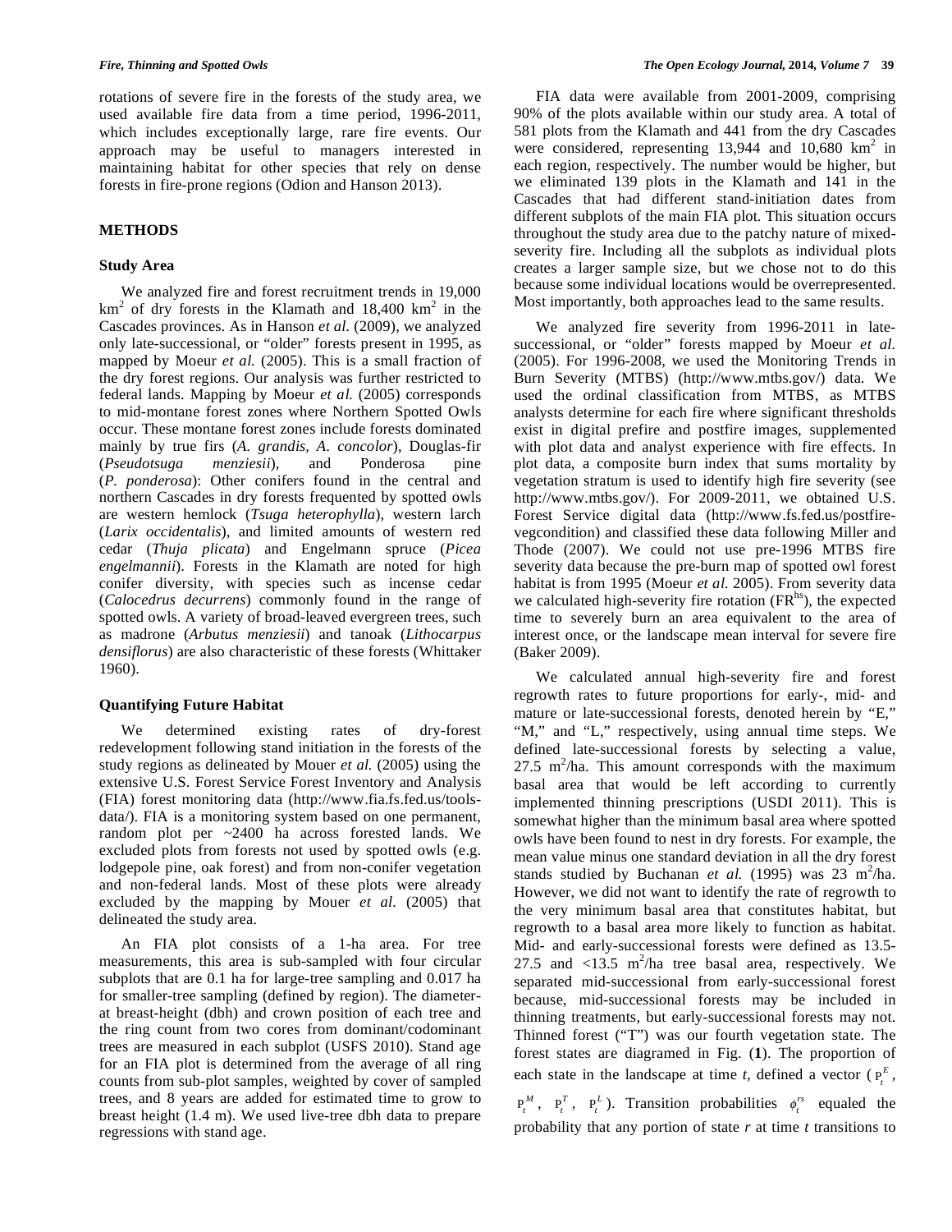rotations of severe fire in the forests of the study area, we used available fire data from a time period, 1996-2011, which includes exceptionally large, rare fire events. Our approach may be useful to managers interested in maintaining habitat for other species that rely on dense forests in fire-prone regions (Odion and Hanson 2013).

## METHODS

### Study Area

We analyzed fire and forest recruitment trends in 19,000 $km^2$ of dry forests in the Klamath and 18,400 $km^2$ in the Cascades provinces. As in Hanson *et al.* (2009), we analyzed only late-successional, or "older" forests present in 1995, as mapped by Moeur *et al.* (2005). This is a small fraction of the dry forest regions. Our analysis was further restricted to federal lands. Mapping by Moeur *et al.* (2005) corresponds to mid-montane forest zones where Northern Spotted Owls occur. These montane forest zones include forests dominated mainly by true firs (*A. grandis, A. concolor*), Douglas-fir (*Pseudotsuga menziesii*), and Ponderosa pine (*P. ponderosa*): Other conifers found in the central and northern Cascades in dry forests frequented by spotted owls are western hemlock (*Tsuga heterophylla*), western larch (*Larix occidentalis*), and limited amounts of western red cedar (*Thuja plicata*) and Engelmann spruce (*Picea engelmannii*). Forests in the Klamath are noted for high conifer diversity, with species such as incense cedar (*Calocedrus decurrens*) commonly found in the range of spotted owls. A variety of broad-leaved evergreen trees, such as madrone (*Arbutus menziesii*) and tanoak (*Lithocarpus densiflorus*) are also characteristic of these forests (Whittaker 1960).

### Quantifying Future Habitat

We determined existing rates of dry-forest redevelopment following stand initiation in the forests of the study regions as delineated by Mouer *et al.* (2005) using the extensive U.S. Forest Service Forest Inventory and Analysis (FIA) forest monitoring data (http://www.fia.fs.fed.us/tools-data/). FIA is a monitoring system based on one permanent, random plot per ~2400 ha across forested lands. We excluded plots from forests not used by spotted owls (e.g. lodgepole pine, oak forest) and from non-conifer vegetation and non-federal lands. Most of these plots were already excluded by the mapping by Mouer *et al.* (2005) that delineated the study area.

An FIA plot consists of a 1-ha area. For tree measurements, this area is sub-sampled with four circular subplots that are 0.1 ha for large-tree sampling and 0.017 ha for smaller-tree sampling (defined by region). The diameter-at breast-height (dbh) and crown position of each tree and the ring count from two cores from dominant/codominant trees are measured in each subplot (USFS 2010). Stand age for an FIA plot is determined from the average of all ring counts from sub-plot samples, weighted by cover of sampled trees, and 8 years are added for estimated time to grow to breast height (1.4 m). We used live-tree dbh data to prepare regressions with stand age.

FIA data were available from 2001-2009, comprising 90% of the plots available within our study area. A total of 581 plots from the Klamath and 441 from the dry Cascades were considered, representing 13,944 and 10,680 $km^2$ in each region, respectively. The number would be higher, but we eliminated 139 plots in the Klamath and 141 in the Cascades that had different stand-initiation dates from different subplots of the main FIA plot. This situation occurs throughout the study area due to the patchy nature of mixed-severity fire. Including all the subplots as individual plots creates a larger sample size, but we chose not to do this because some individual locations would be overrepresented. Most importantly, both approaches lead to the same results.

We analyzed fire severity from 1996-2011 in late-successional, or "older" forests mapped by Moeur *et al.* (2005). For 1996-2008, we used the Monitoring Trends in Burn Severity (MTBS) (http://www.mtbs.gov/) data. We used the ordinal classification from MTBS, as MTBS analysts determine for each fire where significant thresholds exist in digital prefire and postfire images, supplemented with plot data and analyst experience with fire effects. In plot data, a composite burn index that sums mortality by vegetation stratum is used to identify high fire severity (see http://www.mtbs.gov/). For 2009-2011, we obtained U.S. Forest Service digital data (http://www.fs.fed.us/postfire-vegcondition) and classified these data following Miller and Thode (2007). We could not use pre-1996 MTBS fire severity data because the pre-burn map of spotted owl forest habitat is from 1995 (Moeur *et al.* 2005). From severity data we calculated high-severity fire rotation ($FR^{hs}$), the expected time to severely burn an area equivalent to the area of interest once, or the landscape mean interval for severe fire (Baker 2009).

We calculated annual high-severity fire and forest regrowth rates to future proportions for early-, mid- and mature or late-successional forests, denoted herein by "E," "M," and "L," respectively, using annual time steps. We defined late-successional forests by selecting a value, 27.5 $m^2$/ha. This amount corresponds with the maximum basal area that would be left according to currently implemented thinning prescriptions (USDI 2011). This is somewhat higher than the minimum basal area where spotted owls have been found to nest in dry forests. For example, the mean value minus one standard deviation in all the dry forest stands studied by Buchanan *et al.* (1995) was 23 $m^2$/ha. However, we did not want to identify the rate of regrowth to the very minimum basal area that constitutes habitat, but regrowth to a basal area more likely to function as habitat. Mid- and early-successional forests were defined as 13.5-27.5 and <13.5 $m^2$/ha tree basal area, respectively. We separated mid-successional from early-successional forest because, mid-successional forests may be included in thinning treatments, but early-successional forests may not. Thinned forest ("T") was our fourth vegetation state. The forest states are diagramed in Fig. (**1**). The proportion of each state in the landscape at time *t*, defined a vector ($P_t^E$, $P_t^M$, $P_t^T$, $P_t^L$). Transition probabilities $\phi_t^{rs}$ equaled the probability that any portion of state *r* at time *t* transitions to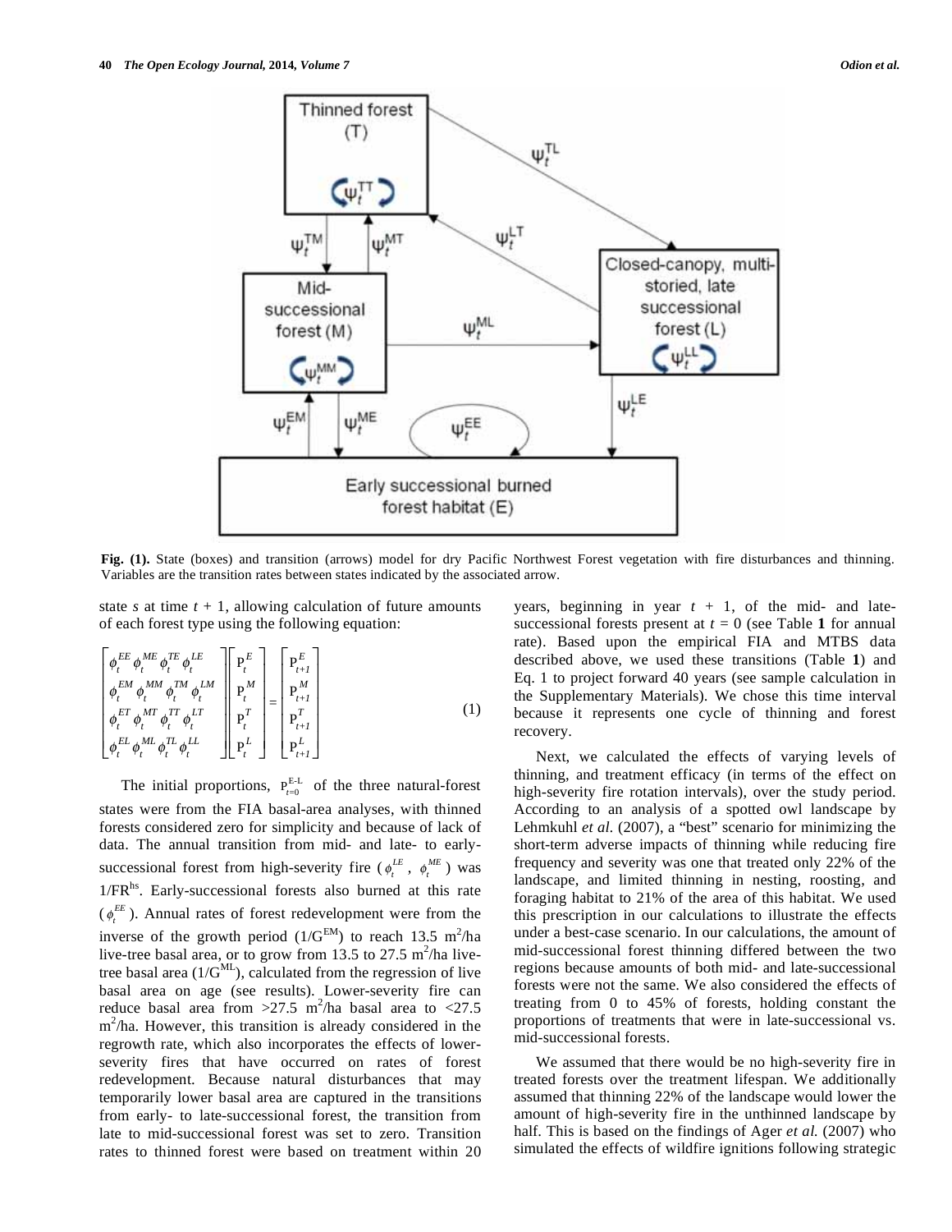**Fig. (1).** State (boxes) and transition (arrows) model for dry Pacific Northwest Forest vegetation with fire disturbances and thinning. Variables are the transition rates between states indicated by the associated arrow.

state *s* at time *t* + 1, allowing calculation of future amounts of each forest type using the following equation:

$$\begin{bmatrix} \phi_t^{EE} \, \phi_t^{ME} \, \phi_t^{TE} \, \phi_t^{LE} \\ \phi_t^{EM} \, \phi_t^{MM} \, \phi_t^{TM} \, \phi_t^{LM} \\ \phi_t^{ET} \, \phi_t^{MT} \, \phi_t^{TT} \, \phi_t^{LT} \\ \phi_t^{EL} \, \phi_t^{ML} \, \phi_t^{TL} \, \phi_t^{LL} \end{bmatrix} \begin{bmatrix} P_t^E \\ P_t^M \\ P_t^T \\ P_t^L \end{bmatrix} = \begin{bmatrix} P_{t+1}^E \\ P_{t+1}^M \\ P_{t+1}^T \\ P_{t+1}^L \end{bmatrix} \tag{1}$$

The initial proportions, $P_{t=0}^{E-L}$ of the three natural-forest states were from the FIA basal-area analyses, with thinned forests considered zero for simplicity and because of lack of data. The annual transition from mid- and late- to early-successional forest from high-severity fire ($\phi_t^{LE}$, $\phi_t^{ME}$) was $1/FR^{hs}$. Early-successional forests also burned at this rate ($\phi_t^{EE}$). Annual rates of forest redevelopment were from the inverse of the growth period ($1/G^{EM}$) to reach 13.5 m$^2$/ha live-tree basal area, or to grow from 13.5 to 27.5 m$^2$/ha live-tree basal area ($1/G^{ML}$), calculated from the regression of live basal area on age (see results). Lower-severity fire can reduce basal area from >27.5 m$^2$/ha basal area to <27.5 m$^2$/ha. However, this transition is already considered in the regrowth rate, which also incorporates the effects of lower-severity fires that have occurred on rates of forest redevelopment. Because natural disturbances that may temporarily lower basal area are captured in the transitions from early- to late-successional forest, the transition from late to mid-successional forest was set to zero. Transition rates to thinned forest were based on treatment within 20 years, beginning in year *t* + 1, of the mid- and late-successional forests present at *t* = 0 (see Table **1** for annual rate). Based upon the empirical FIA and MTBS data described above, we used these transitions (Table **1**) and Eq. 1 to project forward 40 years (see sample calculation in the Supplementary Materials). We chose this time interval because it represents one cycle of thinning and forest recovery.

Next, we calculated the effects of varying levels of thinning, and treatment efficacy (in terms of the effect on high-severity fire rotation intervals), over the study period. According to an analysis of a spotted owl landscape by Lehmkuhl *et al.* (2007), a "best" scenario for minimizing the short-term adverse impacts of thinning while reducing fire frequency and severity was one that treated only 22% of the landscape, and limited thinning in nesting, roosting, and foraging habitat to 21% of the area of this habitat. We used this prescription in our calculations to illustrate the effects under a best-case scenario. In our calculations, the amount of mid-successional forest thinning differed between the two regions because amounts of both mid- and late-successional forests were not the same. We also considered the effects of treating from 0 to 45% of forests, holding constant the proportions of treatments that were in late-successional vs. mid-successional forests.

We assumed that there would be no high-severity fire in treated forests over the treatment lifespan. We additionally assumed that thinning 22% of the landscape would lower the amount of high-severity fire in the unthinned landscape by half. This is based on the findings of Ager *et al.* (2007) who simulated the effects of wildfire ignitions following strategic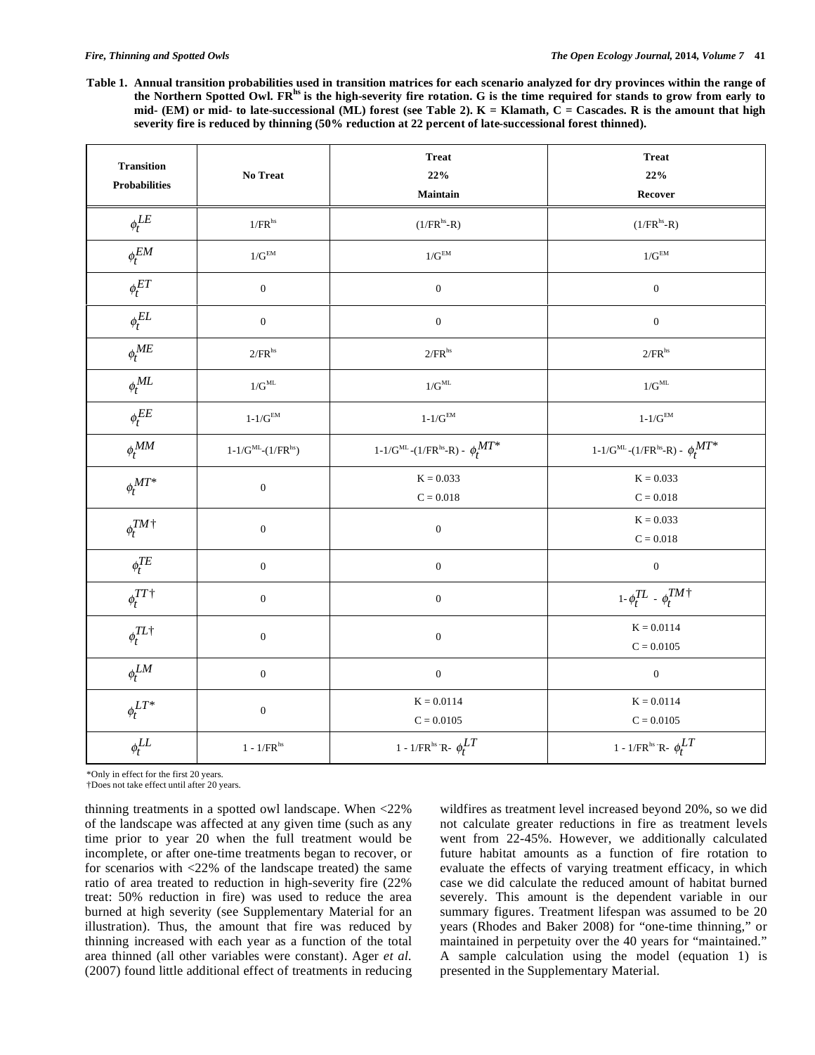**Table 1. Annual transition probabilities used in transition matrices for each scenario analyzed for dry provinces within the range of the Northern Spotted Owl. $FR^{hs}$ is the high-severity fire rotation. G is the time required for stands to grow from early to mid- (EM) or mid- to late-successional (ML) forest (see Table 2). K = Klamath, C = Cascades. R is the amount that high severity fire is reduced by thinning (50% reduction at 22 percent of late-successional forest thinned).**

| Transition Probabilities | No Treat | Treat 22% Maintain | Treat 22% Recover |
|---|---|---|---|
| $\phi_t^{LE}$ | $1/FR^{hs}$ | $(1/FR^{hs}-R)$ | $(1/FR^{hs}-R)$ |
| $\phi_t^{EM}$ | $1/G^{EM}$ | $1/G^{EM}$ | $1/G^{EM}$ |
| $\phi_t^{ET}$ | 0 | 0 | 0 |
| $\phi_t^{EL}$ | 0 | 0 | 0 |
| $\phi_t^{ME}$ | $2/FR^{hs}$ | $2/FR^{hs}$ | $2/FR^{hs}$ |
| $\phi_t^{ML}$ | $1/G^{ML}$ | $1/G^{ML}$ | $1/G^{ML}$ |
| $\phi_t^{EE}$ | $1-1/G^{EM}$ | $1-1/G^{EM}$ | $1-1/G^{EM}$ |
| $\phi_t^{MM}$ | $1-1/G^{ML}-(1/FR^{hs})$ | $1-1/G^{ML}-(1/FR^{hs}-R)-\phi_t^{MT*}$ | $1-1/G^{ML}-(1/FR^{hs}-R)-\phi_t^{MT*}$ |
| $\phi_t^{MT*}$ | 0 | K = 0.033<br>C = 0.018 | K = 0.033<br>C = 0.018 |
| $\phi_t^{TM\dagger}$ | 0 | 0 | K = 0.033<br>C = 0.018 |
| $\phi_t^{TE}$ | 0 | 0 | 0 |
| $\phi_t^{TT\dagger}$ | 0 | 0 | $1-\phi_t^{TL}-\phi_t^{TM\dagger}$ |
| $\phi_t^{TL\dagger}$ | 0 | 0 | K = 0.0114<br>C = 0.0105 |
| $\phi_t^{LM}$ | 0 | 0 | 0 |
| $\phi_t^{LT*}$ | 0 | K = 0.0114<br>C = 0.0105 | K = 0.0114<br>C = 0.0105 |
| $\phi_t^{LL}$ | $1-1/FR^{hs}$ | $1-1/FR^{hs}-R-\phi_t^{LT}$ | $1-1/FR^{hs}-R-\phi_t^{LT}$ |

*Only in effect for the first 20 years.
†Does not take effect until after 20 years.

thinning treatments in a spotted owl landscape. When <22% of the landscape was affected at any given time (such as any time prior to year 20 when the full treatment would be incomplete, or after one-time treatments began to recover, or for scenarios with <22% of the landscape treated) the same ratio of area treated to reduction in high-severity fire (22% treat: 50% reduction in fire) was used to reduce the area burned at high severity (see Supplementary Material for an illustration). Thus, the amount that fire was reduced by thinning increased with each year as a function of the total area thinned (all other variables were constant). Ager *et al.* (2007) found little additional effect of treatments in reducing wildfires as treatment level increased beyond 20%, so we did not calculate greater reductions in fire as treatment levels went from 22-45%. However, we additionally calculated future habitat amounts as a function of fire rotation to evaluate the effects of varying treatment efficacy, in which case we did calculate the reduced amount of habitat burned severely. This amount is the dependent variable in our summary figures. Treatment lifespan was assumed to be 20 years (Rhodes and Baker 2008) for "one-time thinning," or maintained in perpetuity over the 40 years for "maintained." A sample calculation using the model (equation 1) is presented in the Supplementary Material.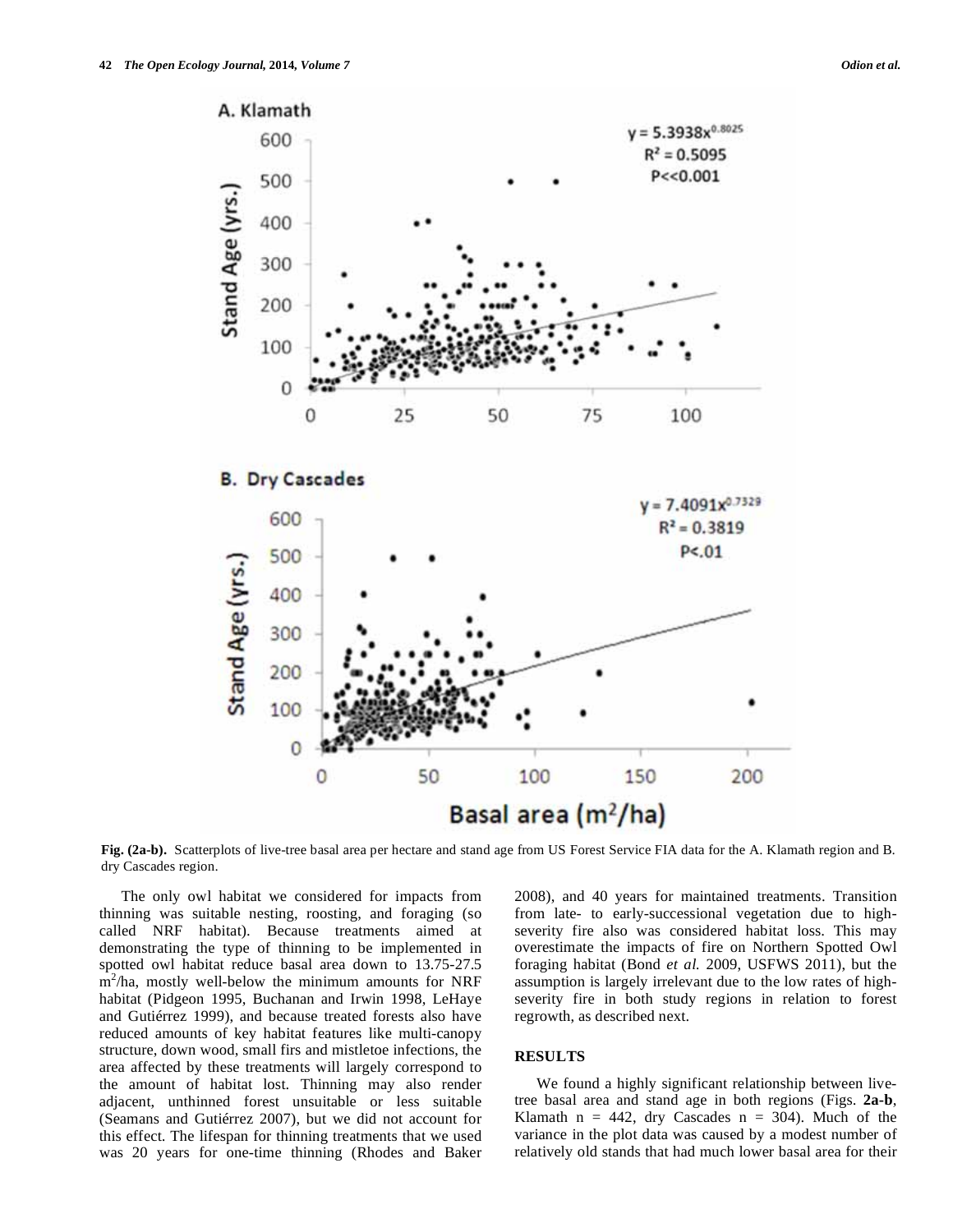**Fig. (2a-b).** Scatterplots of live-tree basal area per hectare and stand age from US Forest Service FIA data for the A. Klamath region and B. dry Cascades region.

The only owl habitat we considered for impacts from thinning was suitable nesting, roosting, and foraging (so called NRF habitat). Because treatments aimed at demonstrating the type of thinning to be implemented in spotted owl habitat reduce basal area down to 13.75-27.5 $m^2$/ha, mostly well-below the minimum amounts for NRF habitat (Pidgeon 1995, Buchanan and Irwin 1998, LeHaye and Gutiérrez 1999), and because treated forests also have reduced amounts of key habitat features like multi-canopy structure, down wood, small firs and mistletoe infections, the area affected by these treatments will largely correspond to the amount of habitat lost. Thinning may also render adjacent, unthinned forest unsuitable or less suitable (Seamans and Gutiérrez 2007), but we did not account for this effect. The lifespan for thinning treatments that we used was 20 years for one-time thinning (Rhodes and Baker 2008), and 40 years for maintained treatments. Transition from late- to early-successional vegetation due to high-severity fire also was considered habitat loss. This may overestimate the impacts of fire on Northern Spotted Owl foraging habitat (Bond *et al.* 2009, USFWS 2011), but the assumption is largely irrelevant due to the low rates of high-severity fire in both study regions in relation to forest regrowth, as described next.

## RESULTS

We found a highly significant relationship between live-tree basal area and stand age in both regions (Figs. **2a-b**, Klamath n = 442, dry Cascades n = 304). Much of the variance in the plot data was caused by a modest number of relatively old stands that had much lower basal area for their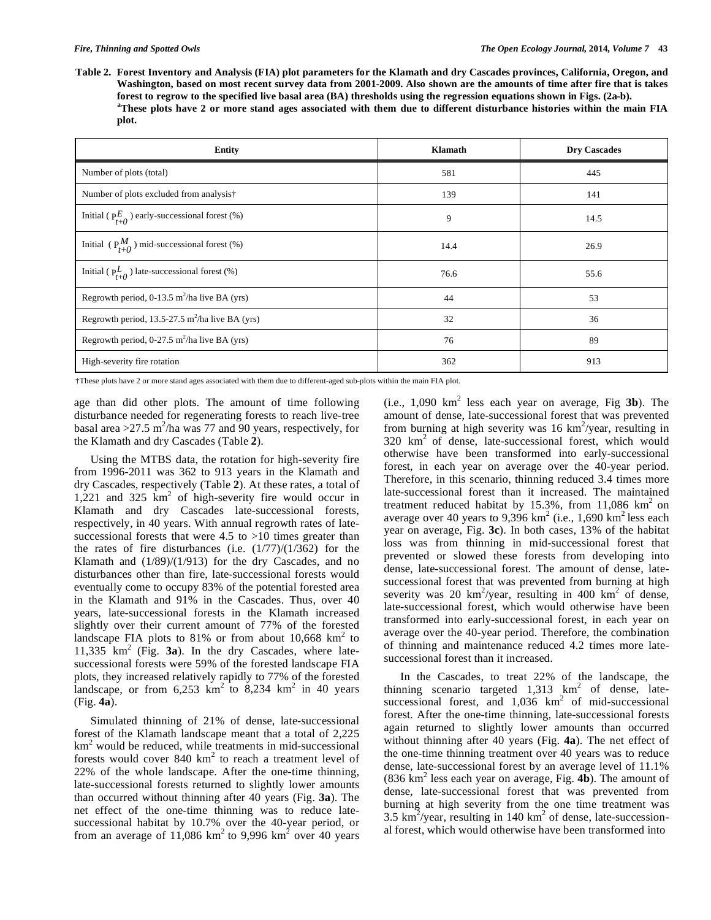**Table 2. Forest Inventory and Analysis (FIA) plot parameters for the Klamath and dry Cascades provinces, California, Oregon, and Washington, based on most recent survey data from 2001-2009. Also shown are the amounts of time after fire that is takes forest to regrow to the specified live basal area (BA) thresholds using the regression equations shown in Figs. (2a-b). [a]These plots have 2 or more stand ages associated with them due to different disturbance histories within the main FIA plot.**

| Entity | Klamath | Dry Cascades |
|---|---|---|
| Number of plots (total) | 581 | 445 |
| Number of plots excluded from analysis† | 139 | 141 |
| Initial ( $P^E_{t+0}$ ) early-successional forest (%) | 9 | 14.5 |
| Initial ( $P^M_{t+0}$ ) mid-successional forest (%) | 14.4 | 26.9 |
| Initial ( $P^L_{t+0}$ ) late-successional forest (%) | 76.6 | 55.6 |
| Regrowth period, 0-13.5 $m^2$/ha live BA (yrs) | 44 | 53 |
| Regrowth period, 13.5-27.5 $m^2$/ha live BA (yrs) | 32 | 36 |
| Regrowth period, 0-27.5 $m^2$/ha live BA (yrs) | 76 | 89 |
| High-severity fire rotation | 362 | 913 |

†These plots have 2 or more stand ages associated with them due to different-aged sub-plots within the main FIA plot.

age than did other plots. The amount of time following disturbance needed for regenerating forests to reach live-tree basal area >27.5 $m^2$/ha was 77 and 90 years, respectively, for the Klamath and dry Cascades (Table **2**).

Using the MTBS data, the rotation for high-severity fire from 1996-2011 was 362 to 913 years in the Klamath and dry Cascades, respectively (Table **2**). At these rates, a total of 1,221 and 325 $km^2$ of high-severity fire would occur in Klamath and dry Cascades late-successional forests, respectively, in 40 years. With annual regrowth rates of late-successional forests that were 4.5 to >10 times greater than the rates of fire disturbances (i.e. (1/77)/(1/362) for the Klamath and (1/89)/(1/913) for the dry Cascades, and no disturbances other than fire, late-successional forests would eventually come to occupy 83% of the potential forested area in the Klamath and 91% in the Cascades. Thus, over 40 years, late-successional forests in the Klamath increased slightly over their current amount of 77% of the forested landscape FIA plots to 81% or from about 10,668 $km^2$ to 11,335 $km^2$ (Fig. **3a**). In the dry Cascades, where late-successional forests were 59% of the forested landscape FIA plots, they increased relatively rapidly to 77% of the forested landscape, or from 6,253 $km^2$ to 8,234 $km^2$ in 40 years (Fig. **4a**).

Simulated thinning of 21% of dense, late-successional forest of the Klamath landscape meant that a total of 2,225 $km^2$ would be reduced, while treatments in mid-successional forests would cover 840 $km^2$ to reach a treatment level of 22% of the whole landscape. After the one-time thinning, late-successional forests returned to slightly lower amounts than occurred without thinning after 40 years (Fig. **3a**). The net effect of the one-time thinning was to reduce late-successional habitat by 10.7% over the 40-year period, or from an average of 11,086 $km^2$ to 9,996 $km^2$ over 40 years (i.e., 1,090 $km^2$ less each year on average, Fig **3b**). The amount of dense, late-successional forest that was prevented from burning at high severity was 16 $km^2$/year, resulting in 320 $km^2$ of dense, late-successional forest, which would otherwise have been transformed into early-successional forest, in each year on average over the 40-year period. Therefore, in this scenario, thinning reduced 3.4 times more late-successional forest than it increased. The maintained treatment reduced habitat by 15.3%, from 11,086 $km^2$ on average over 40 years to 9,396 $km^2$ (i.e., 1,690 $km^2$ less each year on average, Fig. **3c**). In both cases, 13% of the habitat loss was from thinning in mid-successional forest that prevented or slowed these forests from developing into dense, late-successional forest. The amount of dense, late-successional forest that was prevented from burning at high severity was 20 $km^2$/year, resulting in 400 $km^2$ of dense, late-successional forest, which would otherwise have been transformed into early-successional forest, in each year on average over the 40-year period. Therefore, the combination of thinning and maintenance reduced 4.2 times more late-successional forest than it increased.

In the Cascades, to treat 22% of the landscape, the thinning scenario targeted 1,313 $km^2$ of dense, late-successional forest, and 1,036 $km^2$ of mid-successional forest. After the one-time thinning, late-successional forests again returned to slightly lower amounts than occurred without thinning after 40 years (Fig. **4a**). The net effect of the one-time thinning treatment over 40 years was to reduce dense, late-successional forest by an average level of 11.1% (836 $km^2$ less each year on average, Fig. **4b**). The amount of dense, late-successional forest that was prevented from burning at high severity from the one time treatment was 3.5 $km^2$/year, resulting in 140 $km^2$ of dense, late-successional forest, which would otherwise have been transformed into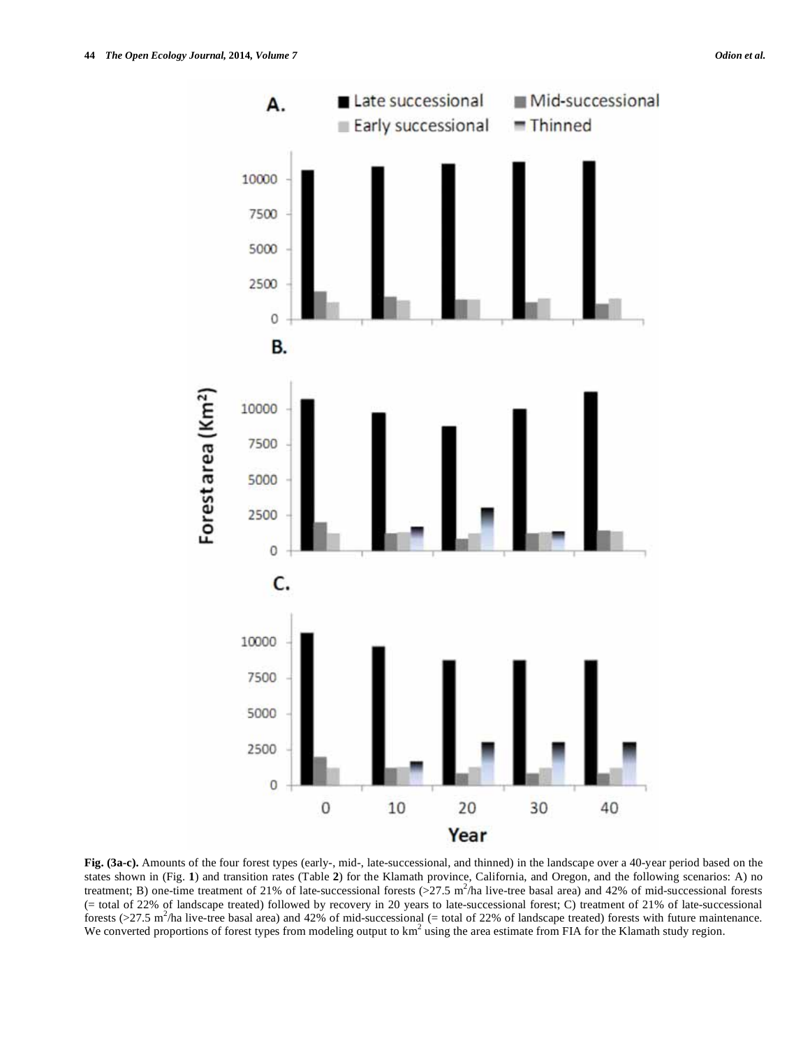**Fig. (3a-c).** Amounts of the four forest types (early-, mid-, late-successional, and thinned) in the landscape over a 40-year period based on the states shown in (Fig. **1**) and transition rates (Table **2**) for the Klamath province, California, and Oregon, and the following scenarios: A) no treatment; B) one-time treatment of 21% of late-successional forests (>27.5 $m^2$/ha live-tree basal area) and 42% of mid-successional forests (= total of 22% of landscape treated) followed by recovery in 20 years to late-successional forest; C) treatment of 21% of late-successional forests (>27.5 $m^2$/ha live-tree basal area) and 42% of mid-successional (= total of 22% of landscape treated) forests with future maintenance. We converted proportions of forest types from modeling output to $km^2$ using the area estimate from FIA for the Klamath study region.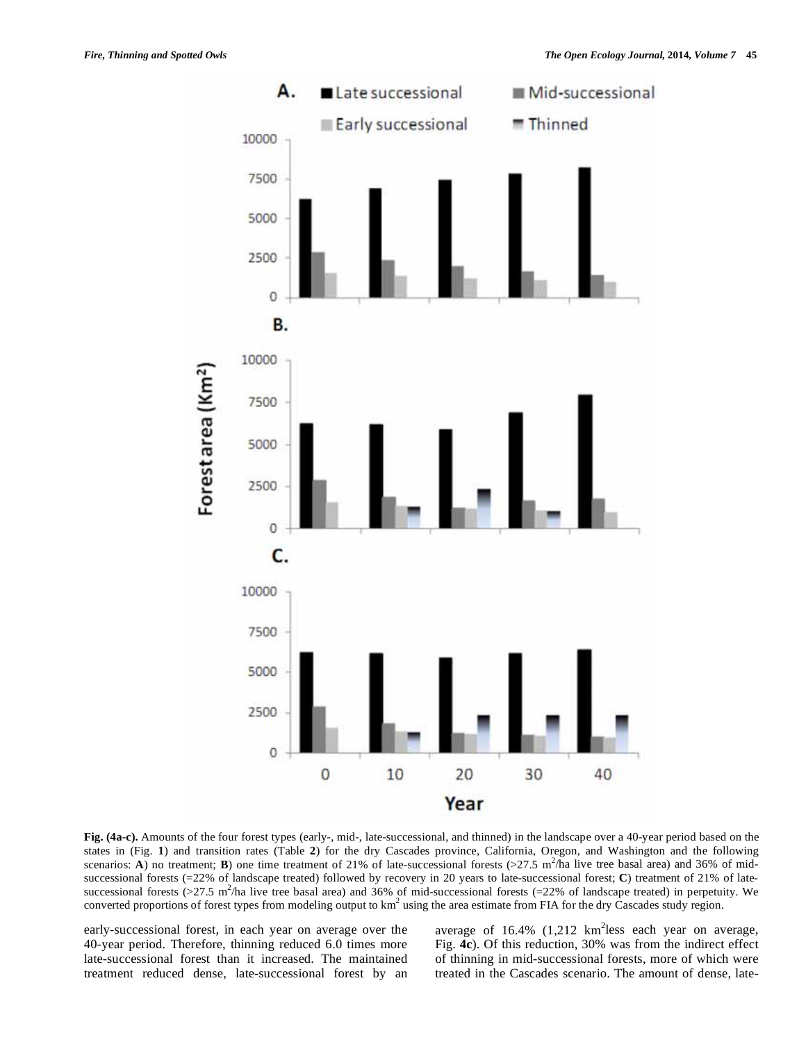**Fig. (4a-c).** Amounts of the four forest types (early-, mid-, late-successional, and thinned) in the landscape over a 40-year period based on the states in (Fig. **1**) and transition rates (Table **2**) for the dry Cascades province, California, Oregon, and Washington and the following scenarios: **A**) no treatment; **B**) one time treatment of 21% of late-successional forests (>27.5 m$^2$/ha live tree basal area) and 36% of mid-successional forests (=22% of landscape treated) followed by recovery in 20 years to late-successional forest; **C**) treatment of 21% of late-successional forests (>27.5 m$^2$/ha live tree basal area) and 36% of mid-successional forests (=22% of landscape treated) in perpetuity. We converted proportions of forest types from modeling output to km$^2$ using the area estimate from FIA for the dry Cascades study region.

early-successional forest, in each year on average over the 40-year period. Therefore, thinning reduced 6.0 times more late-successional forest than it increased. The maintained treatment reduced dense, late-successional forest by an average of 16.4% (1,212 km$^2$less each year on average, Fig. **4c**). Of this reduction, 30% was from the indirect effect of thinning in mid-successional forests, more of which were treated in the Cascades scenario. The amount of dense, late-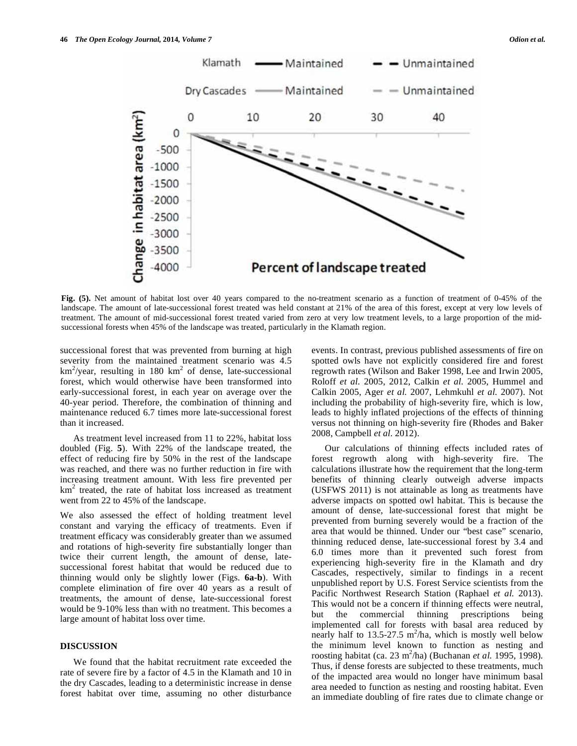**Fig. (5).** Net amount of habitat lost over 40 years compared to the no-treatment scenario as a function of treatment of 0-45% of the landscape. The amount of late-successional forest treated was held constant at 21% of the area of this forest, except at very low levels of treatment. The amount of mid-successional forest treated varied from zero at very low treatment levels, to a large proportion of the mid-successional forests when 45% of the landscape was treated, particularly in the Klamath region.

successional forest that was prevented from burning at high severity from the maintained treatment scenario was 4.5 $km^2$/year, resulting in 180 $km^2$ of dense, late-successional forest, which would otherwise have been transformed into early-successional forest, in each year on average over the 40-year period. Therefore, the combination of thinning and maintenance reduced 6.7 times more late-successional forest than it increased.

As treatment level increased from 11 to 22%, habitat loss doubled (Fig. **5**). With 22% of the landscape treated, the effect of reducing fire by 50% in the rest of the landscape was reached, and there was no further reduction in fire with increasing treatment amount. With less fire prevented per $km^2$ treated, the rate of habitat loss increased as treatment went from 22 to 45% of the landscape.

We also assessed the effect of holding treatment level constant and varying the efficacy of treatments. Even if treatment efficacy was considerably greater than we assumed and rotations of high-severity fire substantially longer than twice their current length, the amount of dense, late-successional forest habitat that would be reduced due to thinning would only be slightly lower (Figs. **6a-b**). With complete elimination of fire over 40 years as a result of treatments, the amount of dense, late-successional forest would be 9-10% less than with no treatment. This becomes a large amount of habitat loss over time.

## DISCUSSION

We found that the habitat recruitment rate exceeded the rate of severe fire by a factor of 4.5 in the Klamath and 10 in the dry Cascades, leading to a deterministic increase in dense forest habitat over time, assuming no other disturbance events. In contrast, previous published assessments of fire on spotted owls have not explicitly considered fire and forest regrowth rates (Wilson and Baker 1998, Lee and Irwin 2005, Roloff *et al.* 2005, 2012, Calkin *et al.* 2005, Hummel and Calkin 2005, Ager *et al.* 2007, Lehmkuhl *et al.* 2007). Not including the probability of high-severity fire, which is low, leads to highly inflated projections of the effects of thinning versus not thinning on high-severity fire (Rhodes and Baker 2008, Campbell *et al.* 2012).

Our calculations of thinning effects included rates of forest regrowth along with high-severity fire. The calculations illustrate how the requirement that the long-term benefits of thinning clearly outweigh adverse impacts (USFWS 2011) is not attainable as long as treatments have adverse impacts on spotted owl habitat. This is because the amount of dense, late-successional forest that might be prevented from burning severely would be a fraction of the area that would be thinned. Under our "best case" scenario, thinning reduced dense, late-successional forest by 3.4 and 6.0 times more than it prevented such forest from experiencing high-severity fire in the Klamath and dry Cascades, respectively, similar to findings in a recent unpublished report by U.S. Forest Service scientists from the Pacific Northwest Research Station (Raphael *et al.* 2013). This would not be a concern if thinning effects were neutral, but the commercial thinning prescriptions being implemented call for forests with basal area reduced by nearly half to 13.5-27.5 $m^2$/ha, which is mostly well below the minimum level known to function as nesting and roosting habitat (ca. 23 $m^2$/ha) (Buchanan *et al.* 1995, 1998). Thus, if dense forests are subjected to these treatments, much of the impacted area would no longer have minimum basal area needed to function as nesting and roosting habitat. Even an immediate doubling of fire rates due to climate change or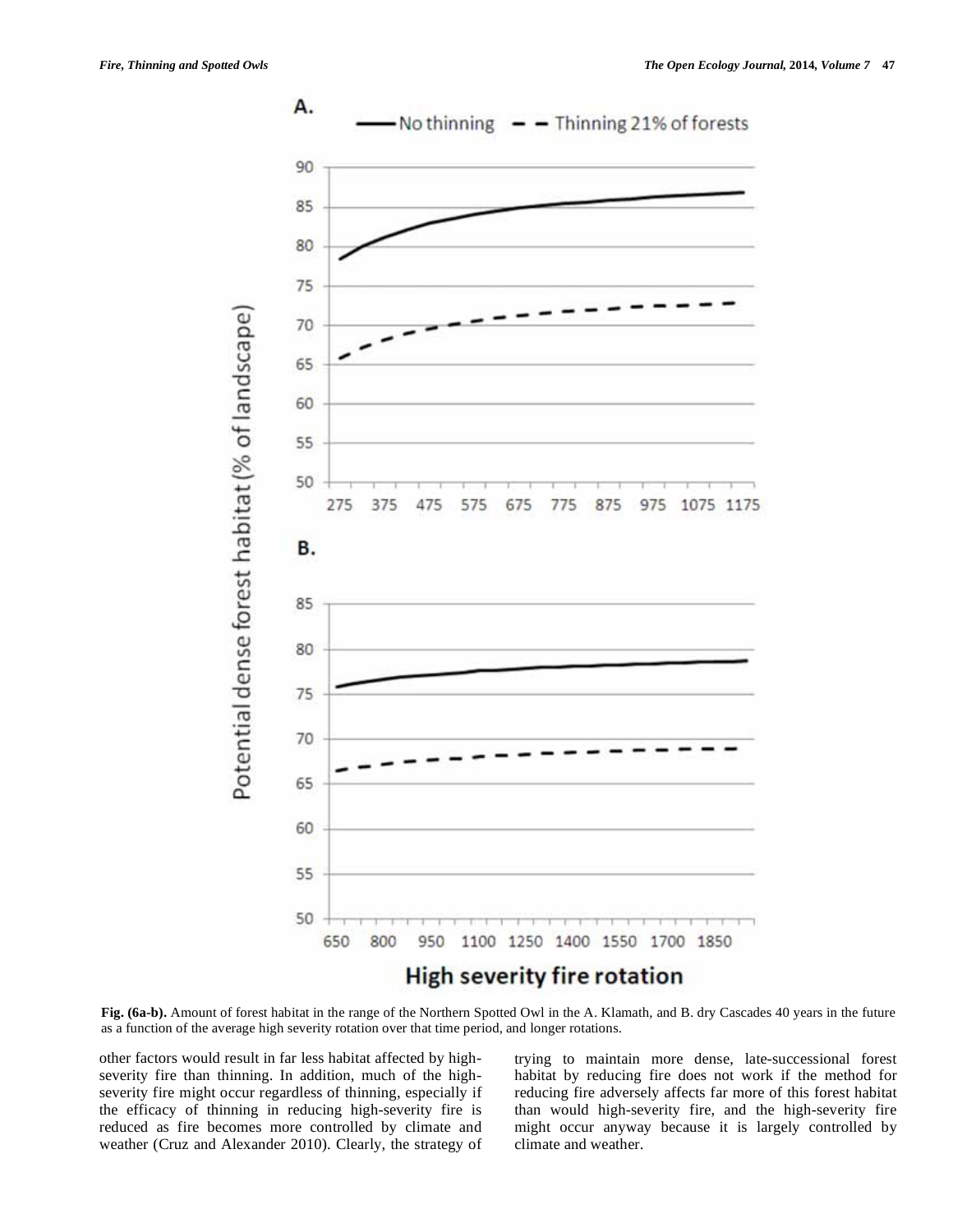Fig. (6a-b). Amount of forest habitat in the range of the Northern Spotted Owl in the A. Klamath, and B. dry Cascades 40 years in the future as a function of the average high severity rotation over that time period, and longer rotations.

other factors would result in far less habitat affected by high-severity fire than thinning. In addition, much of the high-severity fire might occur regardless of thinning, especially if the efficacy of thinning in reducing high-severity fire is reduced as fire becomes more controlled by climate and weather (Cruz and Alexander 2010). Clearly, the strategy of trying to maintain more dense, late-successional forest habitat by reducing fire does not work if the method for reducing fire adversely affects far more of this forest habitat than would high-severity fire, and the high-severity fire might occur anyway because it is largely controlled by climate and weather.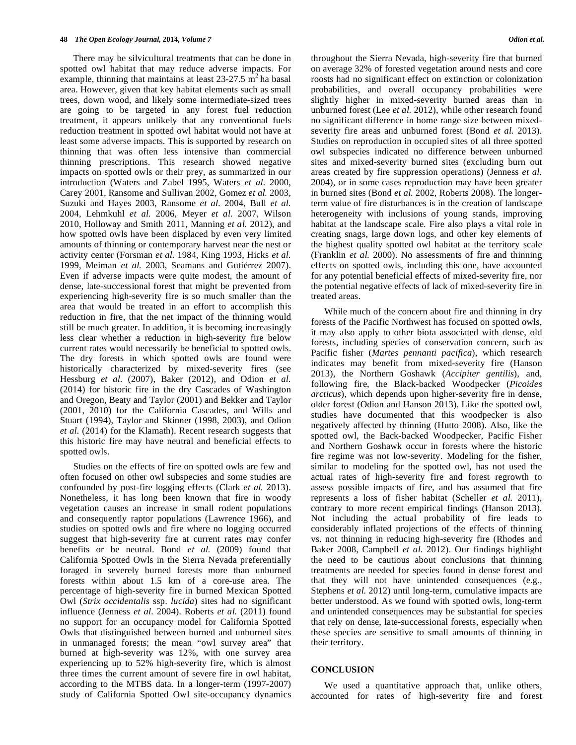There may be silvicultural treatments that can be done in spotted owl habitat that may reduce adverse impacts. For example, thinning that maintains at least 23-27.5 $m^2$ ha basal area. However, given that key habitat elements such as small trees, down wood, and likely some intermediate-sized trees are going to be targeted in any forest fuel reduction treatment, it appears unlikely that any conventional fuels reduction treatment in spotted owl habitat would not have at least some adverse impacts. This is supported by research on thinning that was often less intensive than commercial thinning prescriptions. This research showed negative impacts on spotted owls or their prey, as summarized in our introduction (Waters and Zabel 1995, Waters *et al.* 2000, Carey 2001, Ransome and Sullivan 2002, Gomez *et al.* 2003, Suzuki and Hayes 2003, Ransome *et al.* 2004, Bull *et al.* 2004, Lehmkuhl *et al.* 2006, Meyer *et al.* 2007, Wilson 2010, Holloway and Smith 2011, Manning *et al.* 2012), and how spotted owls have been displaced by even very limited amounts of thinning or contemporary harvest near the nest or activity center (Forsman *et al.* 1984, King 1993, Hicks *et al.* 1999, Meiman *et al.* 2003, Seamans and Gutiérrez 2007). Even if adverse impacts were quite modest, the amount of dense, late-successional forest that might be prevented from experiencing high-severity fire is so much smaller than the area that would be treated in an effort to accomplish this reduction in fire, that the net impact of the thinning would still be much greater. In addition, it is becoming increasingly less clear whether a reduction in high-severity fire below current rates would necessarily be beneficial to spotted owls. The dry forests in which spotted owls are found were historically characterized by mixed-severity fires (see Hessburg *et al.* (2007), Baker (2012), and Odion *et al.* (2014) for historic fire in the dry Cascades of Washington and Oregon, Beaty and Taylor (2001) and Bekker and Taylor (2001, 2010) for the California Cascades, and Wills and Stuart (1994), Taylor and Skinner (1998, 2003), and Odion *et al*. (2014) for the Klamath). Recent research suggests that this historic fire may have neutral and beneficial effects to spotted owls.

Studies on the effects of fire on spotted owls are few and often focused on other owl subspecies and some studies are confounded by post-fire logging effects (Clark *et al.* 2013). Nonetheless, it has long been known that fire in woody vegetation causes an increase in small rodent populations and consequently raptor populations (Lawrence 1966), and studies on spotted owls and fire where no logging occurred suggest that high-severity fire at current rates may confer benefits or be neutral. Bond *et al.* (2009) found that California Spotted Owls in the Sierra Nevada preferentially foraged in severely burned forests more than unburned forests within about 1.5 km of a core-use area. The percentage of high-severity fire in burned Mexican Spotted Owl (*Strix occidentalis* ssp. *lucida*) sites had no significant influence (Jenness *et al.* 2004). Roberts *et al.* (2011) found no support for an occupancy model for California Spotted Owls that distinguished between burned and unburned sites in unmanaged forests; the mean "owl survey area" that burned at high-severity was 12%, with one survey area experiencing up to 52% high-severity fire, which is almost three times the current amount of severe fire in owl habitat, according to the MTBS data. In a longer-term (1997-2007) study of California Spotted Owl site-occupancy dynamics throughout the Sierra Nevada, high-severity fire that burned on average 32% of forested vegetation around nests and core roosts had no significant effect on extinction or colonization probabilities, and overall occupancy probabilities were slightly higher in mixed-severity burned areas than in unburned forest (Lee *et al.* 2012), while other research found no significant difference in home range size between mixed-severity fire areas and unburned forest (Bond *et al.* 2013). Studies on reproduction in occupied sites of all three spotted owl subspecies indicated no difference between unburned sites and mixed-severity burned sites (excluding burn out areas created by fire suppression operations) (Jenness *et al.* 2004), or in some cases reproduction may have been greater in burned sites (Bond *et al.* 2002, Roberts 2008). The longer-term value of fire disturbances is in the creation of landscape heterogeneity with inclusions of young stands, improving habitat at the landscape scale. Fire also plays a vital role in creating snags, large down logs, and other key elements of the highest quality spotted owl habitat at the territory scale (Franklin *et al.* 2000). No assessments of fire and thinning effects on spotted owls, including this one, have accounted for any potential beneficial effects of mixed-severity fire, nor the potential negative effects of lack of mixed-severity fire in treated areas.

While much of the concern about fire and thinning in dry forests of the Pacific Northwest has focused on spotted owls, it may also apply to other biota associated with dense, old forests, including species of conservation concern, such as Pacific fisher (*Martes pennanti pacifica*), which research indicates may benefit from mixed-severity fire (Hanson 2013), the Northern Goshawk (*Accipiter gentilis*), and, following fire, the Black-backed Woodpecker (*Picoides arcticus*), which depends upon higher-severity fire in dense, older forest (Odion and Hanson 2013). Like the spotted owl, studies have documented that this woodpecker is also negatively affected by thinning (Hutto 2008). Also, like the spotted owl, the Back-backed Woodpecker, Pacific Fisher and Northern Goshawk occur in forests where the historic fire regime was not low-severity. Modeling for the fisher, similar to modeling for the spotted owl, has not used the actual rates of high-severity fire and forest regrowth to assess possible impacts of fire, and has assumed that fire represents a loss of fisher habitat (Scheller *et al.* 2011), contrary to more recent empirical findings (Hanson 2013). Not including the actual probability of fire leads to considerably inflated projections of the effects of thinning vs. not thinning in reducing high-severity fire (Rhodes and Baker 2008, Campbell *et al.* 2012). Our findings highlight the need to be cautious about conclusions that thinning treatments are needed for species found in dense forest and that they will not have unintended consequences (e.g., Stephens *et al.* 2012) until long-term, cumulative impacts are better understood. As we found with spotted owls, long-term and unintended consequences may be substantial for species that rely on dense, late-successional forests, especially when these species are sensitive to small amounts of thinning in their territory.

## CONCLUSION

We used a quantitative approach that, unlike others, accounted for rates of high-severity fire and forest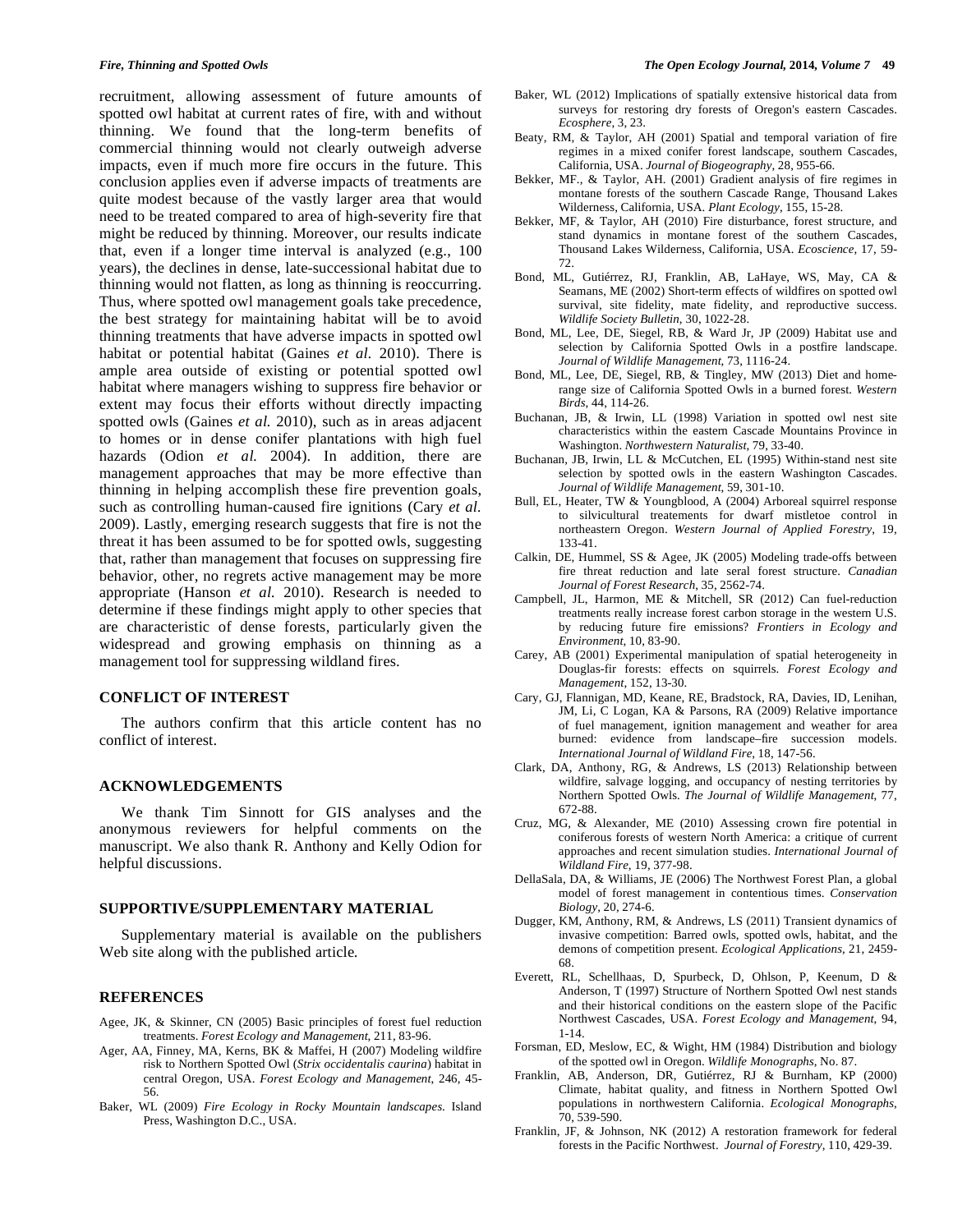recruitment, allowing assessment of future amounts of spotted owl habitat at current rates of fire, with and without thinning. We found that the long-term benefits of commercial thinning would not clearly outweigh adverse impacts, even if much more fire occurs in the future. This conclusion applies even if adverse impacts of treatments are quite modest because of the vastly larger area that would need to be treated compared to area of high-severity fire that might be reduced by thinning. Moreover, our results indicate that, even if a longer time interval is analyzed (e.g., 100 years), the declines in dense, late-successional habitat due to thinning would not flatten, as long as thinning is reoccurring. Thus, where spotted owl management goals take precedence, the best strategy for maintaining habitat will be to avoid thinning treatments that have adverse impacts in spotted owl habitat or potential habitat (Gaines *et al.* 2010). There is ample area outside of existing or potential spotted owl habitat where managers wishing to suppress fire behavior or extent may focus their efforts without directly impacting spotted owls (Gaines *et al.* 2010), such as in areas adjacent to homes or in dense conifer plantations with high fuel hazards (Odion *et al.* 2004). In addition, there are management approaches that may be more effective than thinning in helping accomplish these fire prevention goals, such as controlling human-caused fire ignitions (Cary *et al.* 2009). Lastly, emerging research suggests that fire is not the threat it has been assumed to be for spotted owls, suggesting that, rather than management that focuses on suppressing fire behavior, other, no regrets active management may be more appropriate (Hanson *et al.* 2010). Research is needed to determine if these findings might apply to other species that are characteristic of dense forests, particularly given the widespread and growing emphasis on thinning as a management tool for suppressing wildland fires.

## CONFLICT OF INTEREST

The authors confirm that this article content has no conflict of interest.

## ACKNOWLEDGEMENTS

We thank Tim Sinnott for GIS analyses and the anonymous reviewers for helpful comments on the manuscript. We also thank R. Anthony and Kelly Odion for helpful discussions.

## SUPPORTIVE/SUPPLEMENTARY MATERIAL

Supplementary material is available on the publishers Web site along with the published article.

## REFERENCES

Agee, JK, & Skinner, CN (2005) Basic principles of forest fuel reduction treatments. *Forest Ecology and Management*, 211, 83-96.

Ager, AA, Finney, MA, Kerns, BK & Maffei, H (2007) Modeling wildfire risk to Northern Spotted Owl (*Strix occidentalis caurina*) habitat in central Oregon, USA. *Forest Ecology and Management*, 246, 45-56.

Baker, WL (2009) *Fire Ecology in Rocky Mountain landscapes.* Island Press, Washington D.C., USA.

Baker, WL (2012) Implications of spatially extensive historical data from surveys for restoring dry forests of Oregon's eastern Cascades. *Ecosphere*, 3, 23.

Beaty, RM, & Taylor, AH (2001) Spatial and temporal variation of fire regimes in a mixed conifer forest landscape, southern Cascades, California, USA. *Journal of Biogeography*, 28, 955-66.

Bekker, MF., & Taylor, AH. (2001) Gradient analysis of fire regimes in montane forests of the southern Cascade Range, Thousand Lakes Wilderness, California, USA. *Plant Ecology*, 155, 15-28.

Bekker, MF, & Taylor, AH (2010) Fire disturbance, forest structure, and stand dynamics in montane forest of the southern Cascades, Thousand Lakes Wilderness, California, USA. *Ecoscience*, 17, 59-72.

Bond, ML, Gutiérrez, RJ, Franklin, AB, LaHaye, WS, May, CA & Seamans, ME (2002) Short-term effects of wildfires on spotted owl survival, site fidelity, mate fidelity, and reproductive success. *Wildlife Society Bulletin*, 30, 1022-28.

Bond, ML, Lee, DE, Siegel, RB, & Ward Jr, JP (2009) Habitat use and selection by California Spotted Owls in a postfire landscape. *Journal of Wildlife Management*, 73, 1116-24.

Bond, ML, Lee, DE, Siegel, RB, & Tingley, MW (2013) Diet and home-range size of California Spotted Owls in a burned forest. *Western Birds*, 44, 114-26.

Buchanan, JB, & Irwin, LL (1998) Variation in spotted owl nest site characteristics within the eastern Cascade Mountains Province in Washington. *Northwestern Naturalist*, 79, 33-40.

Buchanan, JB, Irwin, LL & McCutchen, EL (1995) Within-stand nest site selection by spotted owls in the eastern Washington Cascades. *Journal of Wildlife Management*, 59, 301-10.

Bull, EL, Heater, TW & Youngblood, A (2004) Arboreal squirrel response to silvicultural treatments for dwarf mistletoe control in northeastern Oregon. *Western Journal of Applied Forestry*, 19, 133-41.

Calkin, DE, Hummel, SS & Agee, JK (2005) Modeling trade-offs between fire threat reduction and late seral forest structure. *Canadian Journal of Forest Research*, 35, 2562-74.

Campbell, JL, Harmon, ME & Mitchell, SR (2012) Can fuel-reduction treatments really increase forest carbon storage in the western U.S. by reducing future fire emissions? *Frontiers in Ecology and Environment*, 10, 83-90.

Carey, AB (2001) Experimental manipulation of spatial heterogeneity in Douglas-fir forests: effects on squirrels. *Forest Ecology and Management*, 152, 13-30.

Cary, GJ, Flannigan, MD, Keane, RE, Bradstock, RA, Davies, ID, Lenihan, JM, Li, C Logan, KA & Parsons, RA (2009) Relative importance of fuel management, ignition management and weather for area burned: evidence from landscape–fire succession models. *International Journal of Wildland Fire*, 18, 147-56.

Clark, DA, Anthony, RG, & Andrews, LS (2013) Relationship between wildfire, salvage logging, and occupancy of nesting territories by Northern Spotted Owls. *The Journal of Wildlife Management*, 77, 672-88.

Cruz, MG, & Alexander, ME (2010) Assessing crown fire potential in coniferous forests of western North America: a critique of current approaches and recent simulation studies. *International Journal of Wildland Fire*, 19, 377-98.

DellaSala, DA, & Williams, JE (2006) The Northwest Forest Plan, a global model of forest management in contentious times. *Conservation Biology*, 20, 274-6.

Dugger, KM, Anthony, RM, & Andrews, LS (2011) Transient dynamics of invasive competition: Barred owls, spotted owls, habitat, and the demons of competition present. *Ecological Applications*, 21, 2459-68.

Everett, RL, Schellhaas, D, Spurbeck, D, Ohlson, P, Keenum, D & Anderson, T (1997) Structure of Northern Spotted Owl nest stands and their historical conditions on the eastern slope of the Pacific Northwest Cascades, USA. *Forest Ecology and Management*, 94, 1-14.

Forsman, ED, Meslow, EC, & Wight, HM (1984) Distribution and biology of the spotted owl in Oregon. *Wildlife Monographs*, No. 87.

Franklin, AB, Anderson, DR, Gutiérrez, RJ & Burnham, KP (2000) Climate, habitat quality, and fitness in Northern Spotted Owl populations in northwestern California. *Ecological Monographs*, 70, 539-590.

Franklin, JF, & Johnson, NK (2012) A restoration framework for federal forests in the Pacific Northwest. *Journal of Forestry*, 110, 429-39.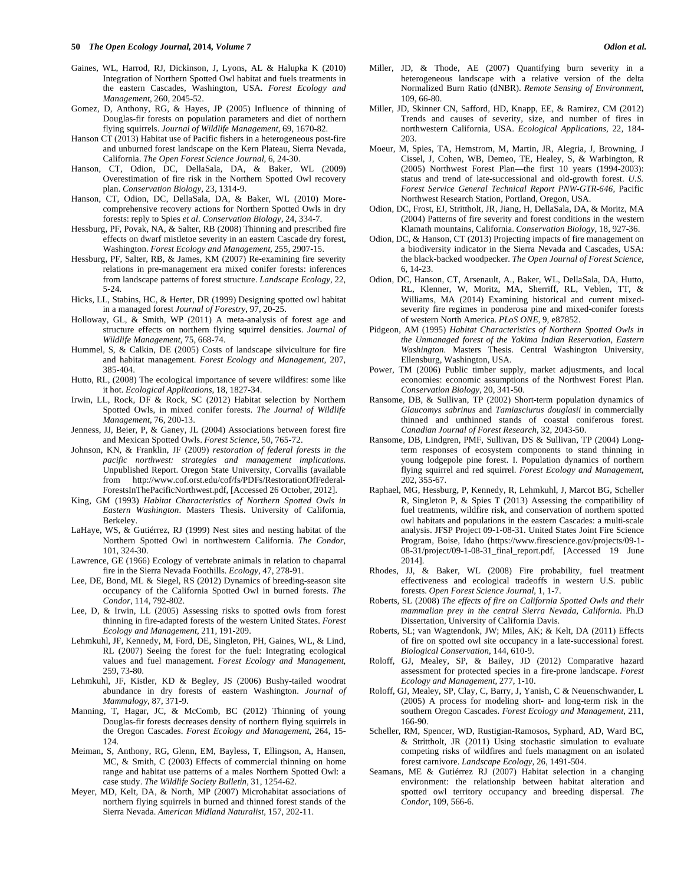Gaines, WL, Harrod, RJ, Dickinson, J, Lyons, AL & Halupka K (2010) Integration of Northern Spotted Owl habitat and fuels treatments in the eastern Cascades, Washington, USA. *Forest Ecology and Management*, 260, 2045-52.

Gomez, D, Anthony, RG, & Hayes, JP (2005) Influence of thinning of Douglas-fir forests on population parameters and diet of northern flying squirrels. *Journal of Wildlife Management*, 69, 1670-82.

Hanson CT (2013) Habitat use of Pacific fishers in a heterogeneous post-fire and unburned forest landscape on the Kern Plateau, Sierra Nevada, California. *The Open Forest Science Journal*, 6, 24-30.

Hanson, CT, Odion, DC, DellaSala, DA, & Baker, WL (2009) Overestimation of fire risk in the Northern Spotted Owl recovery plan. *Conservation Biology*, 23, 1314-9.

Hanson, CT, Odion, DC, DellaSala, DA, & Baker, WL (2010) More-comprehensive recovery actions for Northern Spotted Owls in dry forests: reply to Spies *et al*. *Conservation Biology*, 24, 334-7.

Hessburg, PF, Povak, NA, & Salter, RB (2008) Thinning and prescribed fire effects on dwarf mistletoe severity in an eastern Cascade dry forest, Washington. *Forest Ecology and Management*, 255, 2907-15.

Hessburg, PF, Salter, RB, & James, KM (2007) Re-examining fire severity relations in pre-management era mixed conifer forests: inferences from landscape patterns of forest structure. *Landscape Ecology*, 22, 5-24.

Hicks, LL, Stabins, HC, & Herter, DR (1999) Designing spotted owl habitat in a managed forest *Journal of Forestry*, 97, 20-25.

Holloway, GL, & Smith, WP (2011) A meta-analysis of forest age and structure effects on northern flying squirrel densities. *Journal of Wildlife Management*, 75, 668-74.

Hummel, S, & Calkin, DE (2005) Costs of landscape silviculture for fire and habitat management. *Forest Ecology and Management*, 207, 385-404.

Hutto, RL, (2008) The ecological importance of severe wildfires: some like it hot. *Ecological Applications*, 18, 1827-34.

Irwin, LL, Rock, DF & Rock, SC (2012) Habitat selection by Northern Spotted Owls, in mixed conifer forests. *The Journal of Wildlife Management*, 76, 200-13.

Jenness, JJ, Beier, P, & Ganey, JL (2004) Associations between forest fire and Mexican Spotted Owls. *Forest Science*, 50, 765-72.

Johnson, KN, & Franklin, JF (2009) *restoration of federal forests in the pacific northwest: strategies and management implications.* Unpublished Report. Oregon State University, Corvallis (available from http://www.cof.orst.edu/cof/fs/PDFs/RestorationOfFederal-ForestsInThePacificNorthwest.pdf, [Accessed 26 October, 2012].

King, GM (1993) *Habitat Characteristics of Northern Spotted Owls in Eastern Washington*. Masters Thesis. University of California, Berkeley.

LaHaye, WS, & Gutiérrez, RJ (1999) Nest sites and nesting habitat of the Northern Spotted Owl in northwestern California. *The Condor*, 101, 324-30.

Lawrence, GE (1966) Ecology of vertebrate animals in relation to chaparral fire in the Sierra Nevada Foothills. *Ecology*, 47, 278-91.

Lee, DE, Bond, ML & Siegel, RS (2012) Dynamics of breeding-season site occupancy of the California Spotted Owl in burned forests. *The Condor*, 114, 792-802.

Lee, D, & Irwin, LL (2005) Assessing risks to spotted owls from forest thinning in fire-adapted forests of the western United States. *Forest Ecology and Management*, 211, 191-209.

Lehmkuhl, JF, Kennedy, M, Ford, DE, Singleton, PH, Gaines, WL, & Lind, RL (2007) Seeing the forest for the fuel: Integrating ecological values and fuel management. *Forest Ecology and Management*, 259, 73-80.

Lehmkuhl, JF, Kistler, KD & Begley, JS (2006) Bushy-tailed woodrat abundance in dry forests of eastern Washington. *Journal of Mammalogy*, 87, 371-9.

Manning, T, Hagar, JC, & McComb, BC (2012) Thinning of young Douglas-fir forests decreases density of northern flying squirrels in the Oregon Cascades. *Forest Ecology and Management*, 264, 15-124.

Meiman, S, Anthony, RG, Glenn, EM, Bayless, T, Ellingson, A, Hansen, MC, & Smith, C (2003) Effects of commercial thinning on home range and habitat use patterns of a males Northern Spotted Owl: a case study. *The Wildlife Society Bulletin*, 31, 1254-62.

Meyer, MD, Kelt, DA, & North, MP (2007) Microhabitat associations of northern flying squirrels in burned and thinned forest stands of the Sierra Nevada. *American Midland Naturalist*, 157, 202-11.

Miller, JD, & Thode, AE (2007) Quantifying burn severity in a heterogeneous landscape with a relative version of the delta Normalized Burn Ratio (dNBR). *Remote Sensing of Environment*, 109, 66-80.

Miller, JD, Skinner CN, Safford, HD, Knapp, EE, & Ramirez, CM (2012) Trends and causes of severity, size, and number of fires in northwestern California, USA. *Ecological Applications*, 22, 184-203.

Moeur, M, Spies, TA, Hemstrom, M, Martin, JR, Alegria, J, Browning, J Cissel, J, Cohen, WB, Demeo, TE, Healey, S, & Warbington, R (2005) Northwest Forest Plan—the first 10 years (1994-2003): status and trend of late-successional and old-growth forest. *U.S. Forest Service General Technical Report PNW-GTR-646*, Pacific Northwest Research Station, Portland, Oregon, USA.

Odion, DC, Frost, EJ, Strittholt, JR, Jiang, H, DellaSala, DA, & Moritz, MA (2004) Patterns of fire severity and forest conditions in the western Klamath mountains, California. *Conservation Biology*, 18, 927-36.

Odion, DC, & Hanson, CT (2013) Projecting impacts of fire management on a biodiversity indicator in the Sierra Nevada and Cascades, USA: the black-backed woodpecker. *The Open Journal of Forest Science*, 6, 14-23.

Odion, DC, Hanson, CT, Arsenault, A., Baker, WL, DellaSala, DA, Hutto, RL, Klenner, W, Moritz, MA, Sherriff, RL, Veblen, TT, & Williams, MA (2014) Examining historical and current mixed-severity fire regimes in ponderosa pine and mixed-conifer forests of western North America. *PLoS ONE*, 9, e87852.

Pidgeon, AM (1995) *Habitat Characteristics of Northern Spotted Owls in the Unmanaged forest of the Yakima Indian Reservation, Eastern Washington*. Masters Thesis. Central Washington University, Ellensburg, Washington, USA.

Power, TM (2006) Public timber supply, market adjustments, and local economies: economic assumptions of the Northwest Forest Plan. *Conservation Biology*, 20, 341-50.

Ransome, DB, & Sullivan, TP (2002) Short-term population dynamics of *Glaucomys sabrinus* and *Tamiasciurus douglasii* in commercially thinned and unthinned stands of coastal coniferous forest. *Canadian Journal of Forest Research*, 32, 2043-50.

Ransome, DB, Lindgren, PMF, Sullivan, DS & Sullivan, TP (2004) Long-term responses of ecosystem components to stand thinning in young lodgepole pine forest. I. Population dynamics of northern flying squirrel and red squirrel. *Forest Ecology and Management*, 202, 355-67.

Raphael, MG, Hessburg, P, Kennedy, R, Lehmkuhl, J, Marcot BG, Scheller R, Singleton P, & Spies T (2013) Assessing the compatibility of fuel treatments, wildfire risk, and conservation of northern spotted owl habitats and populations in the eastern Cascades: a multi-scale analysis. JFSP Project 09-1-08-31. United States Joint Fire Science Program, Boise, Idaho (https://www.firescience.gov/projects/09-1-08-31/project/09-1-08-31_final_report.pdf, [Accessed 19 June 2014].

Rhodes, JJ, & Baker, WL (2008) Fire probability, fuel treatment effectiveness and ecological tradeoffs in western U.S. public forests. *Open Forest Science Journal*, 1, 1-7.

Roberts, SL (2008) *The effects of fire on California Spotted Owls and their mammalian prey in the central Sierra Nevada, California*. Ph.D Dissertation, University of California Davis.

Roberts, SL; van Wagtendonk, JW; Miles, AK; & Kelt, DA (2011) Effects of fire on spotted owl site occupancy in a late-successional forest. *Biological Conservation*, 144, 610-9.

Roloff, GJ, Mealey, SP, & Bailey, JD (2012) Comparative hazard assessment for protected species in a fire-prone landscape. *Forest Ecology and Management*, 277, 1-10.

Roloff, GJ, Mealey, SP, Clay, C, Barry, J, Yanish, C & Neuenschwander, L (2005) A process for modeling short- and long-term risk in the southern Oregon Cascades. *Forest Ecology and Management*, 211, 166-90.

Scheller, RM, Spencer, WD, Rustigian-Ramosos, Syphard, AD, Ward BC, & Strittholt, JR (2011) Using stochastic simulation to evaluate competing risks of wildfires and fuels managment on an isolated forest carnivore. *Landscape Ecology*, 26, 1491-504.

Seamans, ME & Gutiérrez RJ (2007) Habitat selection in a changing environment: the relationship between habitat alteration and spotted owl territory occupancy and breeding dispersal. *The Condor*, 109, 566-6.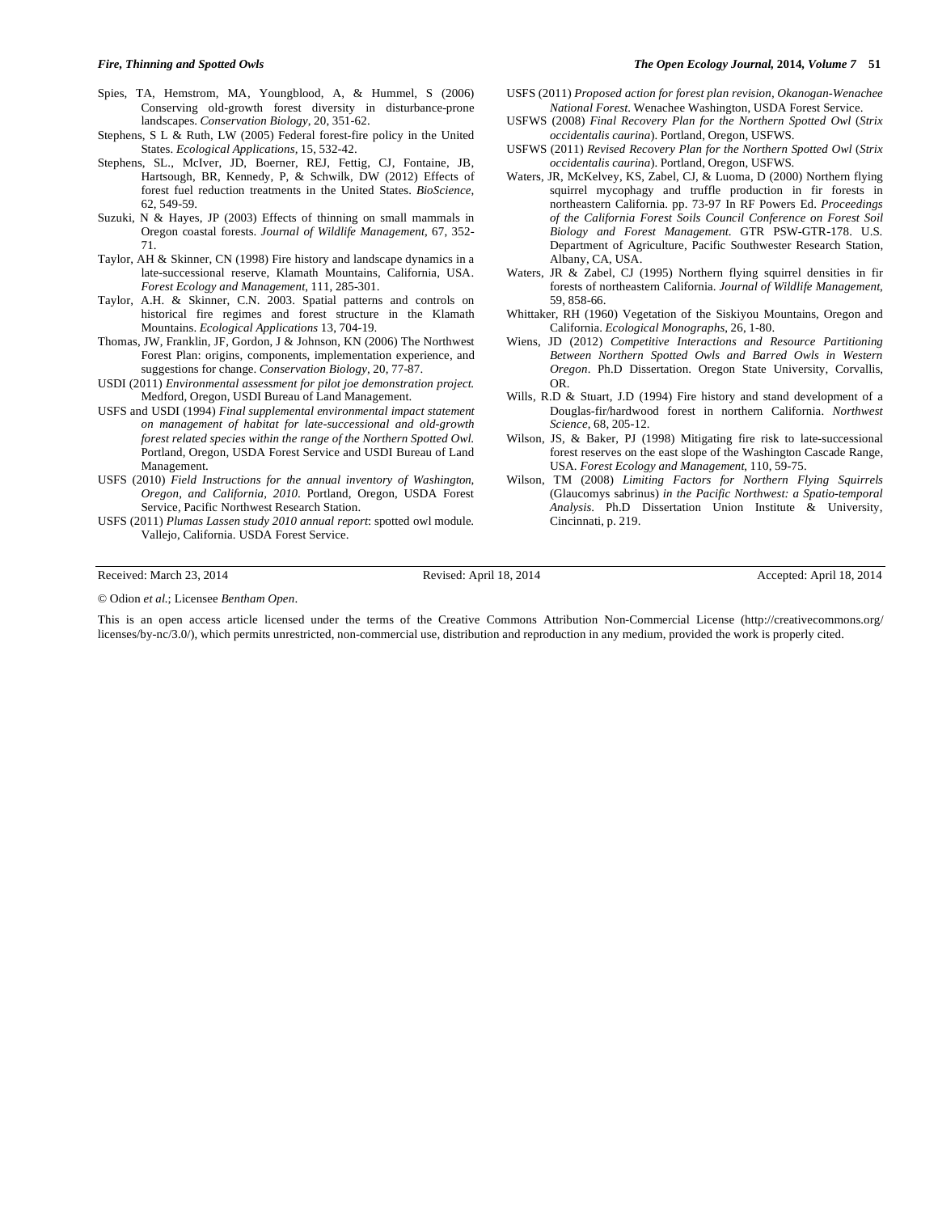Spies, TA, Hemstrom, MA, Youngblood, A, & Hummel, S (2006) Conserving old-growth forest diversity in disturbance-prone landscapes. *Conservation Biology*, 20, 351-62.

Stephens, S L & Ruth, LW (2005) Federal forest-fire policy in the United States. *Ecological Applications*, 15, 532-42.

Stephens, SL., McIver, JD, Boerner, REJ, Fettig, CJ, Fontaine, JB, Hartsough, BR, Kennedy, P, & Schwilk, DW (2012) Effects of forest fuel reduction treatments in the United States. *BioScience*, 62, 549-59.

Suzuki, N & Hayes, JP (2003) Effects of thinning on small mammals in Oregon coastal forests. *Journal of Wildlife Management*, 67, 352-71.

Taylor, AH & Skinner, CN (1998) Fire history and landscape dynamics in a late-successional reserve, Klamath Mountains, California, USA. *Forest Ecology and Management*, 111, 285-301.

Taylor, A.H. & Skinner, C.N. 2003. Spatial patterns and controls on historical fire regimes and forest structure in the Klamath Mountains. *Ecological Applications* 13, 704-19.

Thomas, JW, Franklin, JF, Gordon, J & Johnson, KN (2006) The Northwest Forest Plan: origins, components, implementation experience, and suggestions for change. *Conservation Biology*, 20, 77-87.

USDI (2011) *Environmental assessment for pilot joe demonstration project.* Medford, Oregon, USDI Bureau of Land Management.

USFS and USDI (1994) *Final supplemental environmental impact statement on management of habitat for late-successional and old-growth forest related species within the range of the Northern Spotted Owl.* Portland, Oregon, USDA Forest Service and USDI Bureau of Land Management.

USFS (2010) *Field Instructions for the annual inventory of Washington, Oregon, and California, 2010.* Portland, Oregon, USDA Forest Service, Pacific Northwest Research Station.

USFS (2011) *Plumas Lassen study 2010 annual report*: spotted owl module. Vallejo, California. USDA Forest Service.

USFS (2011) *Proposed action for forest plan revision, Okanogan-Wenachee National Forest*. Wenachee Washington, USDA Forest Service.

USFWS (2008) *Final Recovery Plan for the Northern Spotted Owl* (*Strix occidentalis caurina*). Portland, Oregon, USFWS.

USFWS (2011) *Revised Recovery Plan for the Northern Spotted Owl* (*Strix occidentalis caurina*). Portland, Oregon, USFWS.

Waters, JR, McKelvey, KS, Zabel, CJ, & Luoma, D (2000) Northern flying squirrel mycophagy and truffle production in fir forests in northeastern California. pp. 73-97 In RF Powers Ed. *Proceedings of the California Forest Soils Council Conference on Forest Soil Biology and Forest Management.* GTR PSW-GTR-178. U.S. Department of Agriculture, Pacific Southwester Research Station, Albany, CA, USA.

Waters, JR & Zabel, CJ (1995) Northern flying squirrel densities in fir forests of northeastern California. *Journal of Wildlife Management*, 59, 858-66.

Whittaker, RH (1960) Vegetation of the Siskiyou Mountains, Oregon and California. *Ecological Monographs*, 26, 1-80.

Wiens, JD (2012) *Competitive Interactions and Resource Partitioning Between Northern Spotted Owls and Barred Owls in Western Oregon*. Ph.D Dissertation. Oregon State University, Corvallis, OR.

Wills, R.D & Stuart, J.D (1994) Fire history and stand development of a Douglas-fir/hardwood forest in northern California. *Northwest Science*, 68, 205-12.

Wilson, JS, & Baker, PJ (1998) Mitigating fire risk to late-successional forest reserves on the east slope of the Washington Cascade Range, USA. *Forest Ecology and Management*, 110, 59-75.

Wilson, TM (2008) *Limiting Factors for Northern Flying Squirrels* (Glaucomys sabrinus) *in the Pacific Northwest: a Spatio-temporal Analysis.* Ph.D Dissertation Union Institute & University, Cincinnati, p. 219.

Received: March 23, 2014 Revised: April 18, 2014 Accepted: April 18, 2014

© Odion *et al.*; Licensee *Bentham Open*.

This is an open access article licensed under the terms of the Creative Commons Attribution Non-Commercial License (http://creativecommons.org/licenses/by-nc/3.0/), which permits unrestricted, non-commercial use, distribution and reproduction in any medium, provided the work is properly cited.